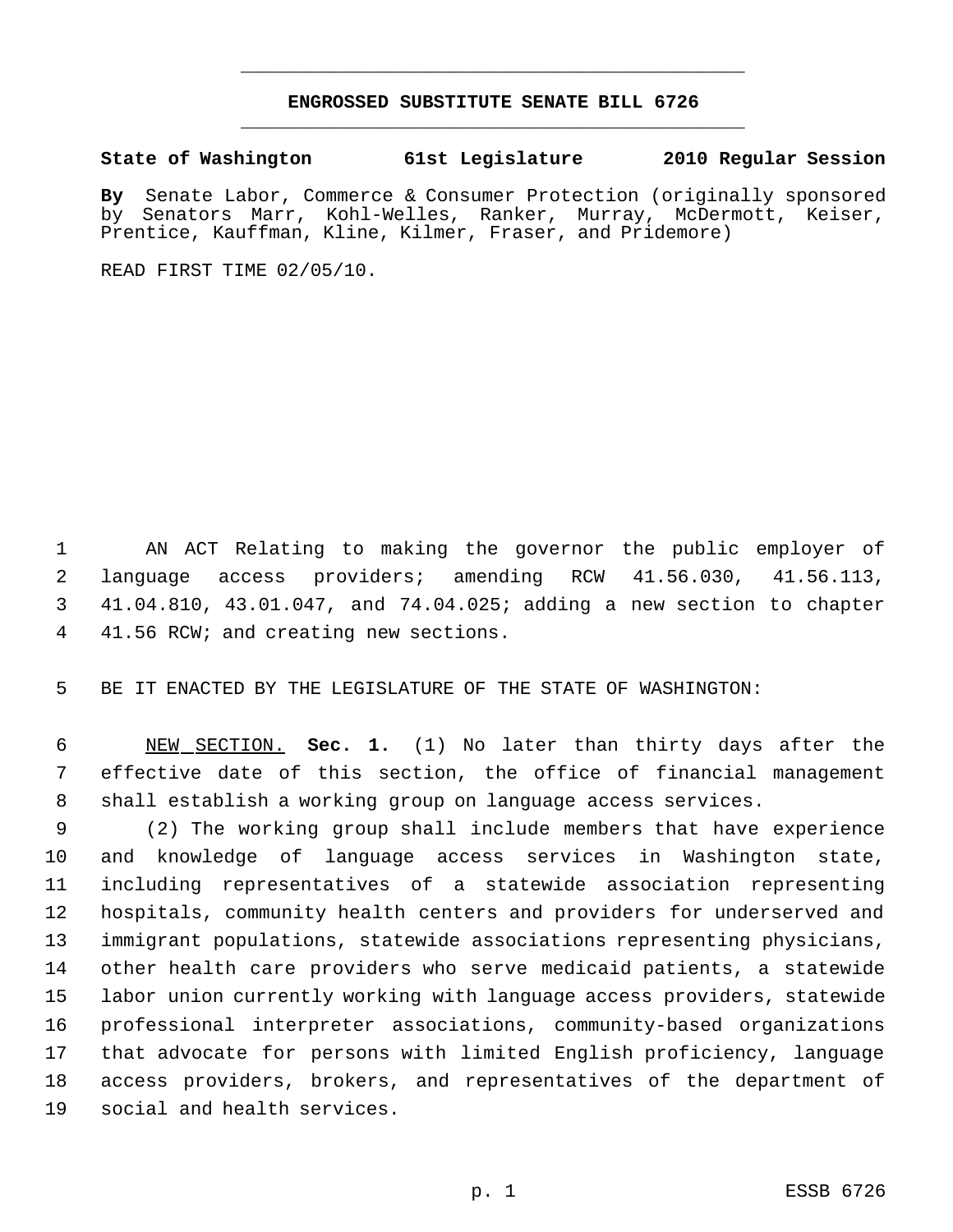# ENGROSSED SUBSTITUTE SENATE BILL 6726

**State of Washington 61st Legislature 2010 Regular Session**

**By** Senate Labor, Commerce & Consumer Protection (originally sponsored by Senators Marr, Kohl-Welles, Ranker, Murray, McDermott, Keiser, Prentice, Kauffman, Kline, Kilmer, Fraser, and Pridemore)

READ FIRST TIME 02/05/10.

AN ACT Relating to making the governor the public employer of language access providers; amending RCW 41.56.030, 41.56.113, 41.04.810, 43.01.047, and 74.04.025; adding a new section to chapter 41.56 RCW; and creating new sections.

BE IT ENACTED BY THE LEGISLATURE OF THE STATE OF WASHINGTON:

NEW SECTION. **Sec. 1.** (1) No later than thirty days after the effective date of this section, the office of financial management shall establish a working group on language access services.

(2) The working group shall include members that have experience and knowledge of language access services in Washington state, including representatives of a statewide association representing hospitals, community health centers and providers for underserved and immigrant populations, statewide associations representing physicians, other health care providers who serve medicaid patients, a statewide labor union currently working with language access providers, statewide professional interpreter associations, community-based organizations that advocate for persons with limited English proficiency, language access providers, brokers, and representatives of the department of social and health services.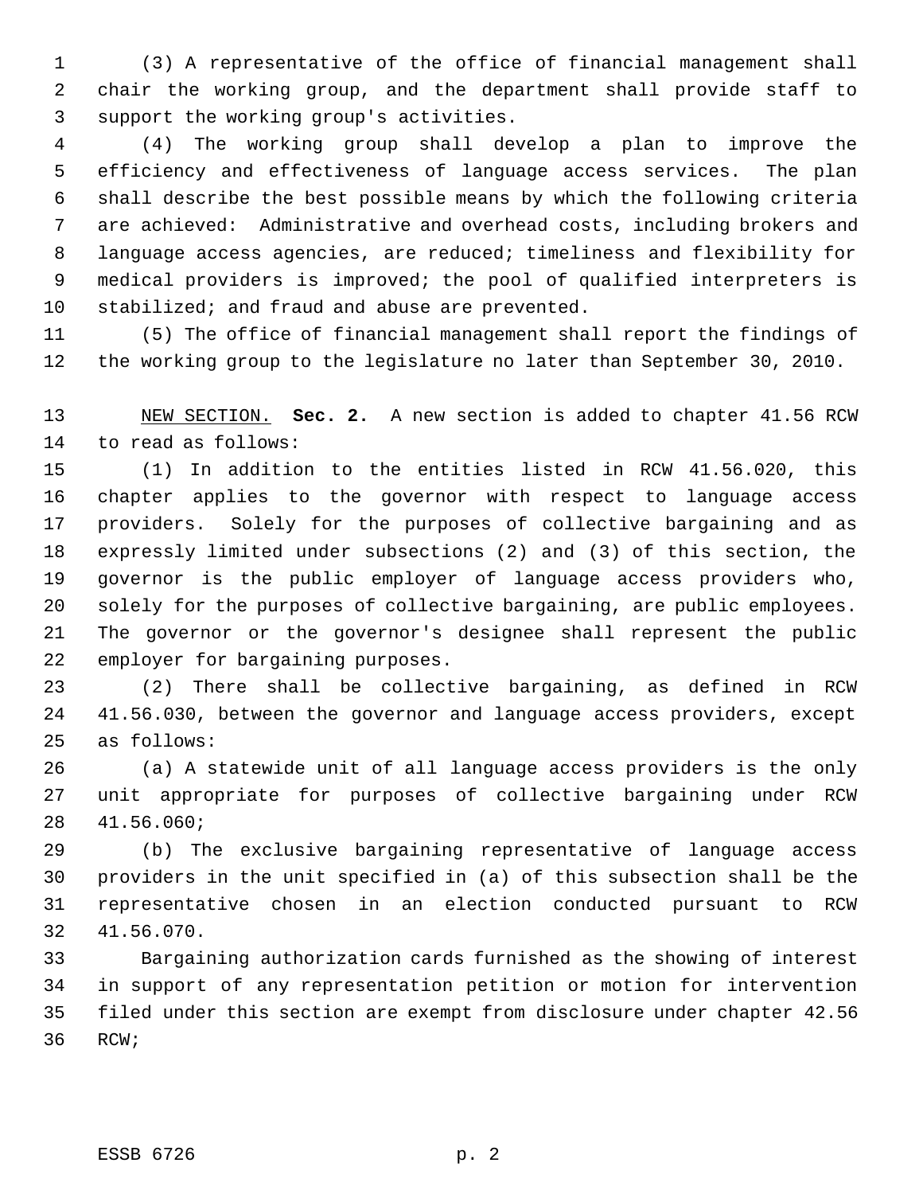(3) A representative of the office of financial management shall chair the working group, and the department shall provide staff to support the working group's activities.

(4) The working group shall develop a plan to improve the efficiency and effectiveness of language access services. The plan shall describe the best possible means by which the following criteria are achieved: Administrative and overhead costs, including brokers and language access agencies, are reduced; timeliness and flexibility for medical providers is improved; the pool of qualified interpreters is stabilized; and fraud and abuse are prevented.

(5) The office of financial management shall report the findings of the working group to the legislature no later than September 30, 2010.

NEW SECTION. **Sec. 2.** A new section is added to chapter 41.56 RCW to read as follows:

(1) In addition to the entities listed in RCW 41.56.020, this chapter applies to the governor with respect to language access providers. Solely for the purposes of collective bargaining and as expressly limited under subsections (2) and (3) of this section, the governor is the public employer of language access providers who, solely for the purposes of collective bargaining, are public employees. The governor or the governor's designee shall represent the public employer for bargaining purposes.

(2) There shall be collective bargaining, as defined in RCW 41.56.030, between the governor and language access providers, except as follows:

(a) A statewide unit of all language access providers is the only unit appropriate for purposes of collective bargaining under RCW 41.56.060;

(b) The exclusive bargaining representative of language access providers in the unit specified in (a) of this subsection shall be the representative chosen in an election conducted pursuant to RCW 41.56.070.

Bargaining authorization cards furnished as the showing of interest in support of any representation petition or motion for intervention filed under this section are exempt from disclosure under chapter 42.56 RCW;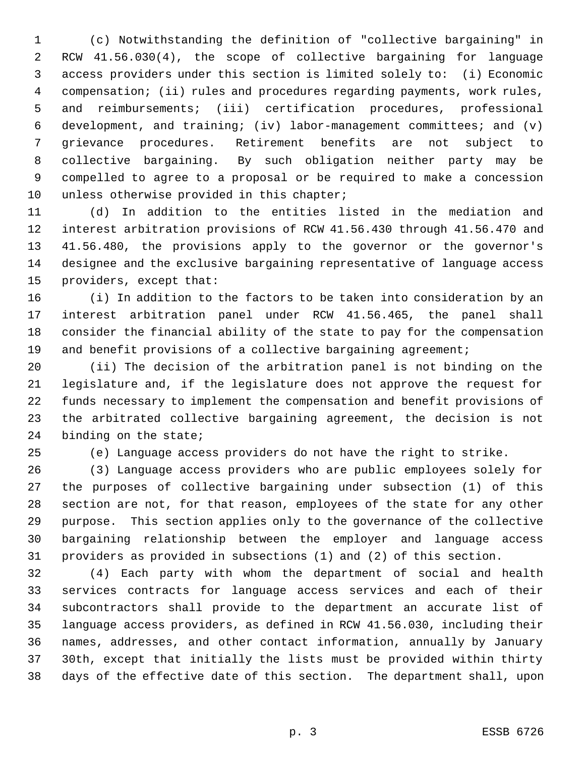(c) Notwithstanding the definition of "collective bargaining" in RCW 41.56.030(4), the scope of collective bargaining for language access providers under this section is limited solely to: (i) Economic compensation; (ii) rules and procedures regarding payments, work rules, and reimbursements; (iii) certification procedures, professional development, and training; (iv) labor-management committees; and (v) grievance procedures. Retirement benefits are not subject to collective bargaining. By such obligation neither party may be compelled to agree to a proposal or be required to make a concession unless otherwise provided in this chapter;

(d) In addition to the entities listed in the mediation and interest arbitration provisions of RCW 41.56.430 through 41.56.470 and 41.56.480, the provisions apply to the governor or the governor's designee and the exclusive bargaining representative of language access providers, except that:

(i) In addition to the factors to be taken into consideration by an interest arbitration panel under RCW 41.56.465, the panel shall consider the financial ability of the state to pay for the compensation and benefit provisions of a collective bargaining agreement;

(ii) The decision of the arbitration panel is not binding on the legislature and, if the legislature does not approve the request for funds necessary to implement the compensation and benefit provisions of the arbitrated collective bargaining agreement, the decision is not binding on the state;

(e) Language access providers do not have the right to strike.

(3) Language access providers who are public employees solely for the purposes of collective bargaining under subsection (1) of this section are not, for that reason, employees of the state for any other purpose. This section applies only to the governance of the collective bargaining relationship between the employer and language access providers as provided in subsections (1) and (2) of this section.

(4) Each party with whom the department of social and health services contracts for language access services and each of their subcontractors shall provide to the department an accurate list of language access providers, as defined in RCW 41.56.030, including their names, addresses, and other contact information, annually by January 30th, except that initially the lists must be provided within thirty days of the effective date of this section. The department shall, upon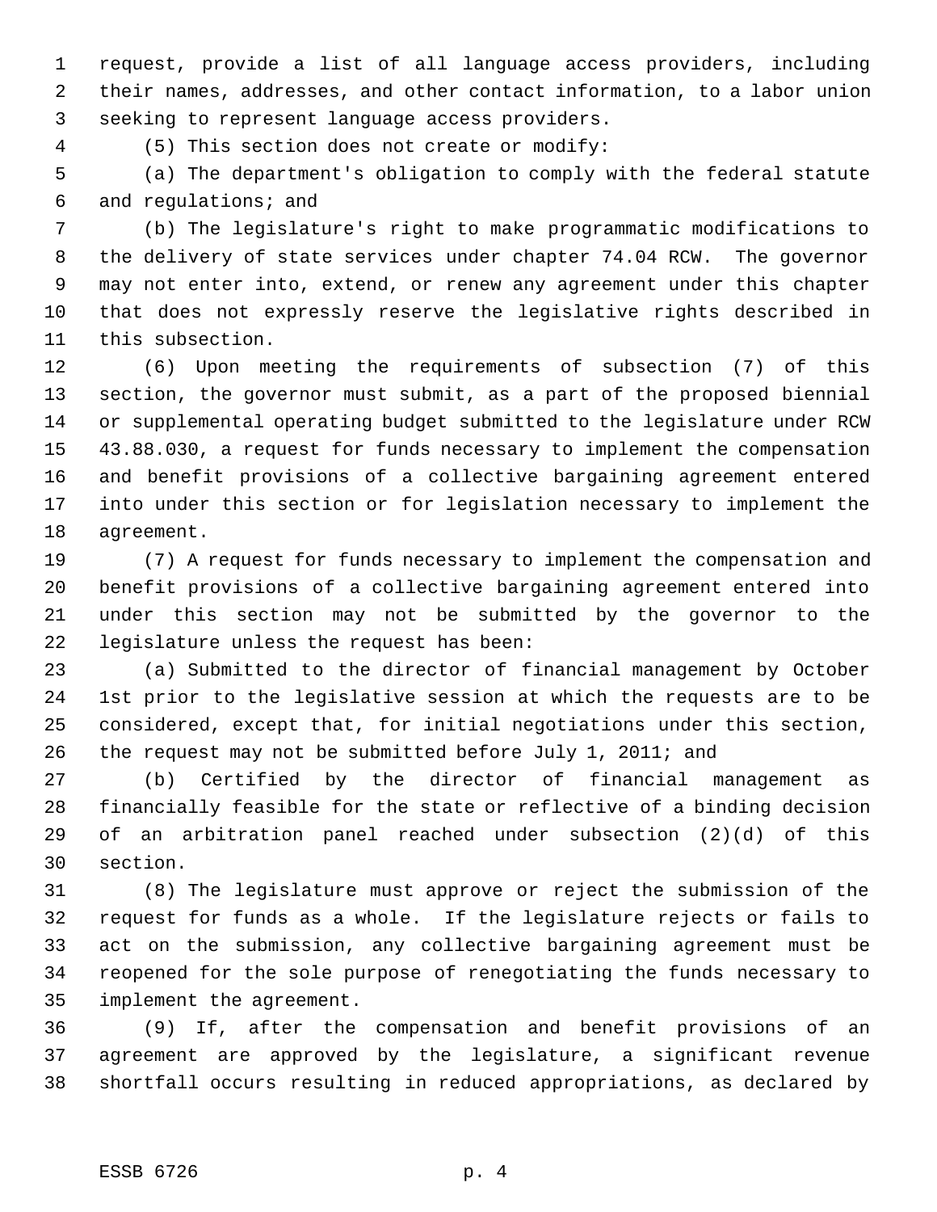request, provide a list of all language access providers, including their names, addresses, and other contact information, to a labor union seeking to represent language access providers.

(5) This section does not create or modify:

(a) The department's obligation to comply with the federal statute and regulations; and

(b) The legislature's right to make programmatic modifications to the delivery of state services under chapter 74.04 RCW. The governor may not enter into, extend, or renew any agreement under this chapter that does not expressly reserve the legislative rights described in this subsection.

(6) Upon meeting the requirements of subsection (7) of this section, the governor must submit, as a part of the proposed biennial or supplemental operating budget submitted to the legislature under RCW 43.88.030, a request for funds necessary to implement the compensation and benefit provisions of a collective bargaining agreement entered into under this section or for legislation necessary to implement the agreement.

(7) A request for funds necessary to implement the compensation and benefit provisions of a collective bargaining agreement entered into under this section may not be submitted by the governor to the legislature unless the request has been:

(a) Submitted to the director of financial management by October 1st prior to the legislative session at which the requests are to be considered, except that, for initial negotiations under this section, the request may not be submitted before July 1, 2011; and

(b) Certified by the director of financial management as financially feasible for the state or reflective of a binding decision of an arbitration panel reached under subsection (2)(d) of this section.

(8) The legislature must approve or reject the submission of the request for funds as a whole. If the legislature rejects or fails to act on the submission, any collective bargaining agreement must be reopened for the sole purpose of renegotiating the funds necessary to implement the agreement.

(9) If, after the compensation and benefit provisions of an agreement are approved by the legislature, a significant revenue shortfall occurs resulting in reduced appropriations, as declared by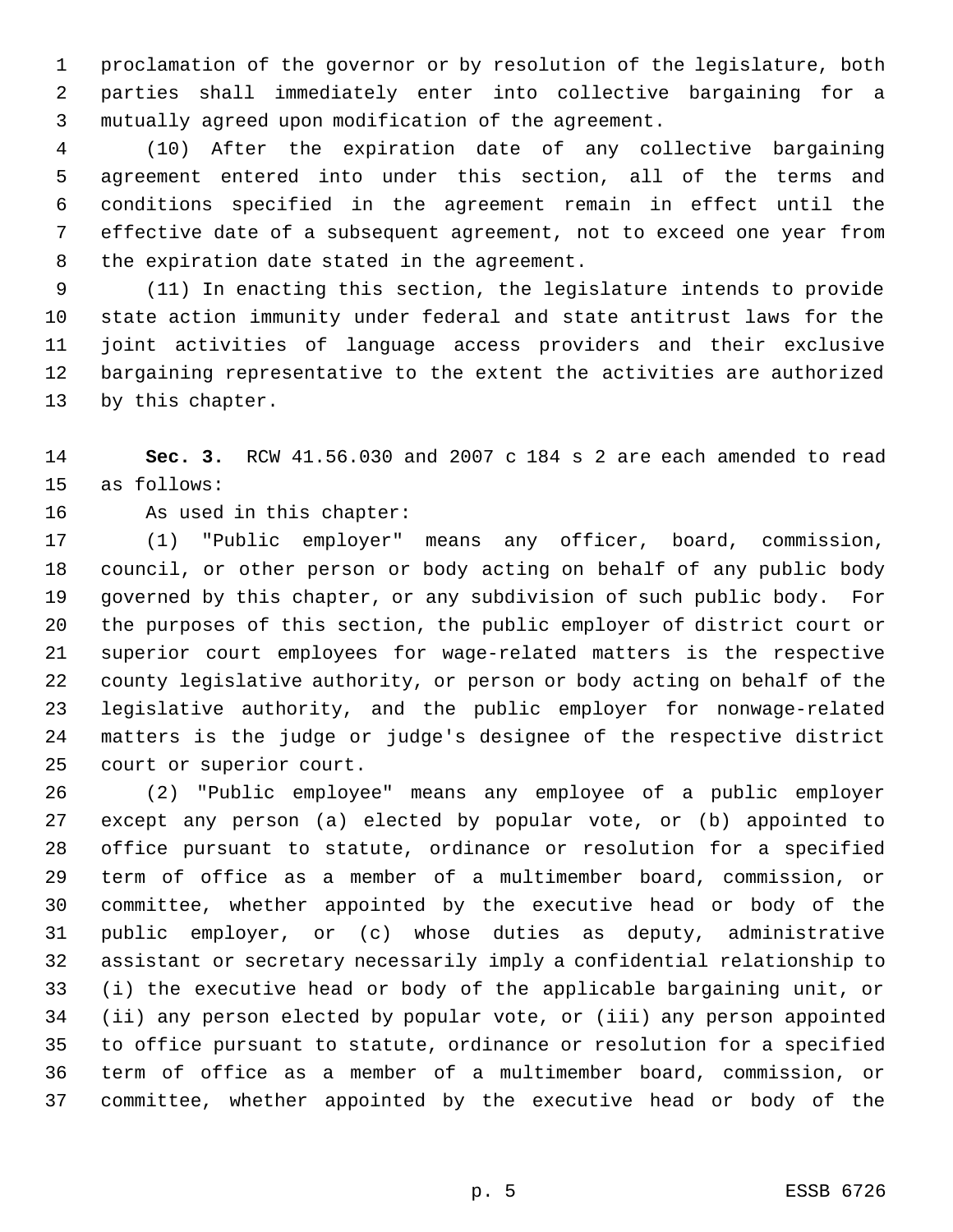proclamation of the governor or by resolution of the legislature, both parties shall immediately enter into collective bargaining for a mutually agreed upon modification of the agreement.

(10) After the expiration date of any collective bargaining agreement entered into under this section, all of the terms and conditions specified in the agreement remain in effect until the effective date of a subsequent agreement, not to exceed one year from the expiration date stated in the agreement.

(11) In enacting this section, the legislature intends to provide state action immunity under federal and state antitrust laws for the joint activities of language access providers and their exclusive bargaining representative to the extent the activities are authorized by this chapter.

**Sec. 3.** RCW 41.56.030 and 2007 c 184 s 2 are each amended to read as follows:

As used in this chapter:

(1) "Public employer" means any officer, board, commission, council, or other person or body acting on behalf of any public body governed by this chapter, or any subdivision of such public body. For the purposes of this section, the public employer of district court or superior court employees for wage-related matters is the respective county legislative authority, or person or body acting on behalf of the legislative authority, and the public employer for nonwage-related matters is the judge or judge's designee of the respective district court or superior court.

(2) "Public employee" means any employee of a public employer except any person (a) elected by popular vote, or (b) appointed to office pursuant to statute, ordinance or resolution for a specified term of office as a member of a multimember board, commission, or committee, whether appointed by the executive head or body of the public employer, or (c) whose duties as deputy, administrative assistant or secretary necessarily imply a confidential relationship to (i) the executive head or body of the applicable bargaining unit, or (ii) any person elected by popular vote, or (iii) any person appointed to office pursuant to statute, ordinance or resolution for a specified term of office as a member of a multimember board, commission, or committee, whether appointed by the executive head or body of the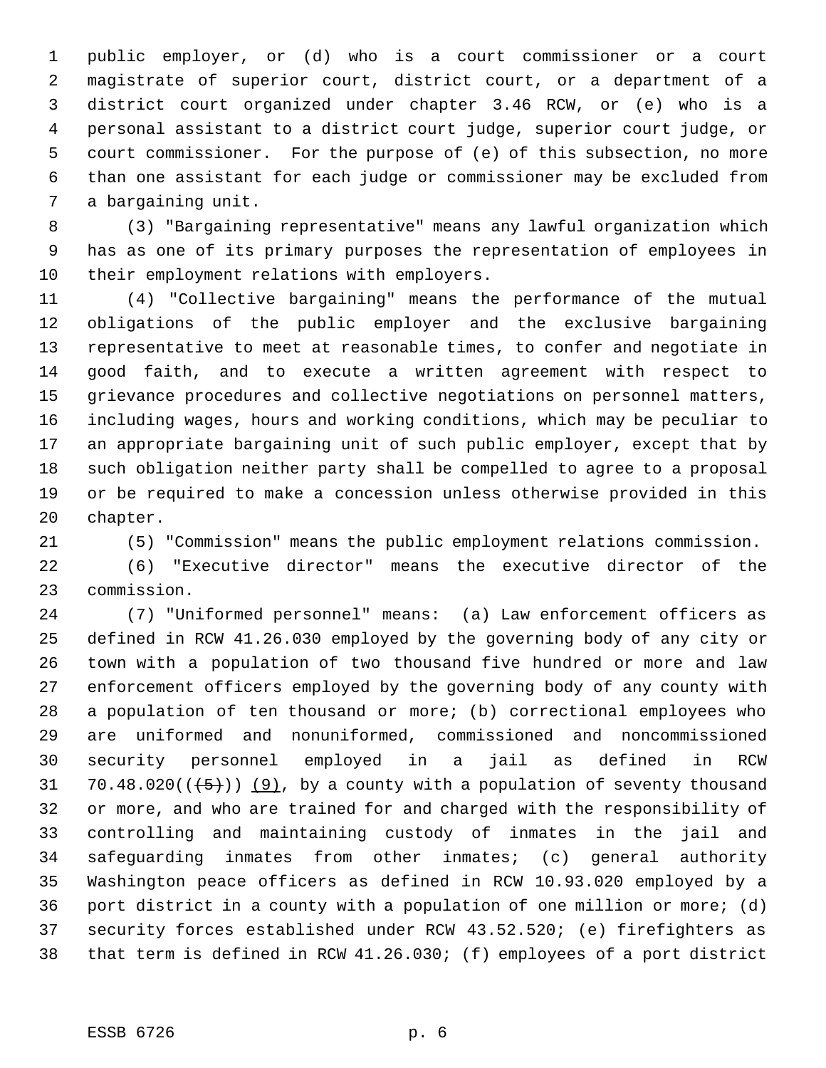public employer, or (d) who is a court commissioner or a court magistrate of superior court, district court, or a department of a district court organized under chapter 3.46 RCW, or (e) who is a personal assistant to a district court judge, superior court judge, or court commissioner. For the purpose of (e) of this subsection, no more than one assistant for each judge or commissioner may be excluded from a bargaining unit.

(3) "Bargaining representative" means any lawful organization which has as one of its primary purposes the representation of employees in their employment relations with employers.

(4) "Collective bargaining" means the performance of the mutual obligations of the public employer and the exclusive bargaining representative to meet at reasonable times, to confer and negotiate in good faith, and to execute a written agreement with respect to grievance procedures and collective negotiations on personnel matters, including wages, hours and working conditions, which may be peculiar to an appropriate bargaining unit of such public employer, except that by such obligation neither party shall be compelled to agree to a proposal or be required to make a concession unless otherwise provided in this chapter.

(5) "Commission" means the public employment relations commission.

(6) "Executive director" means the executive director of the commission.

(7) "Uniformed personnel" means: (a) Law enforcement officers as defined in RCW 41.26.030 employed by the governing body of any city or town with a population of two thousand five hundred or more and law enforcement officers employed by the governing body of any county with a population of ten thousand or more; (b) correctional employees who are uniformed and nonuniformed, commissioned and noncommissioned security personnel employed in a jail as defined in RCW 70.48.020((~~(5)~~)) (9), by a county with a population of seventy thousand or more, and who are trained for and charged with the responsibility of controlling and maintaining custody of inmates in the jail and safeguarding inmates from other inmates; (c) general authority Washington peace officers as defined in RCW 10.93.020 employed by a port district in a county with a population of one million or more; (d) security forces established under RCW 43.52.520; (e) firefighters as that term is defined in RCW 41.26.030; (f) employees of a port district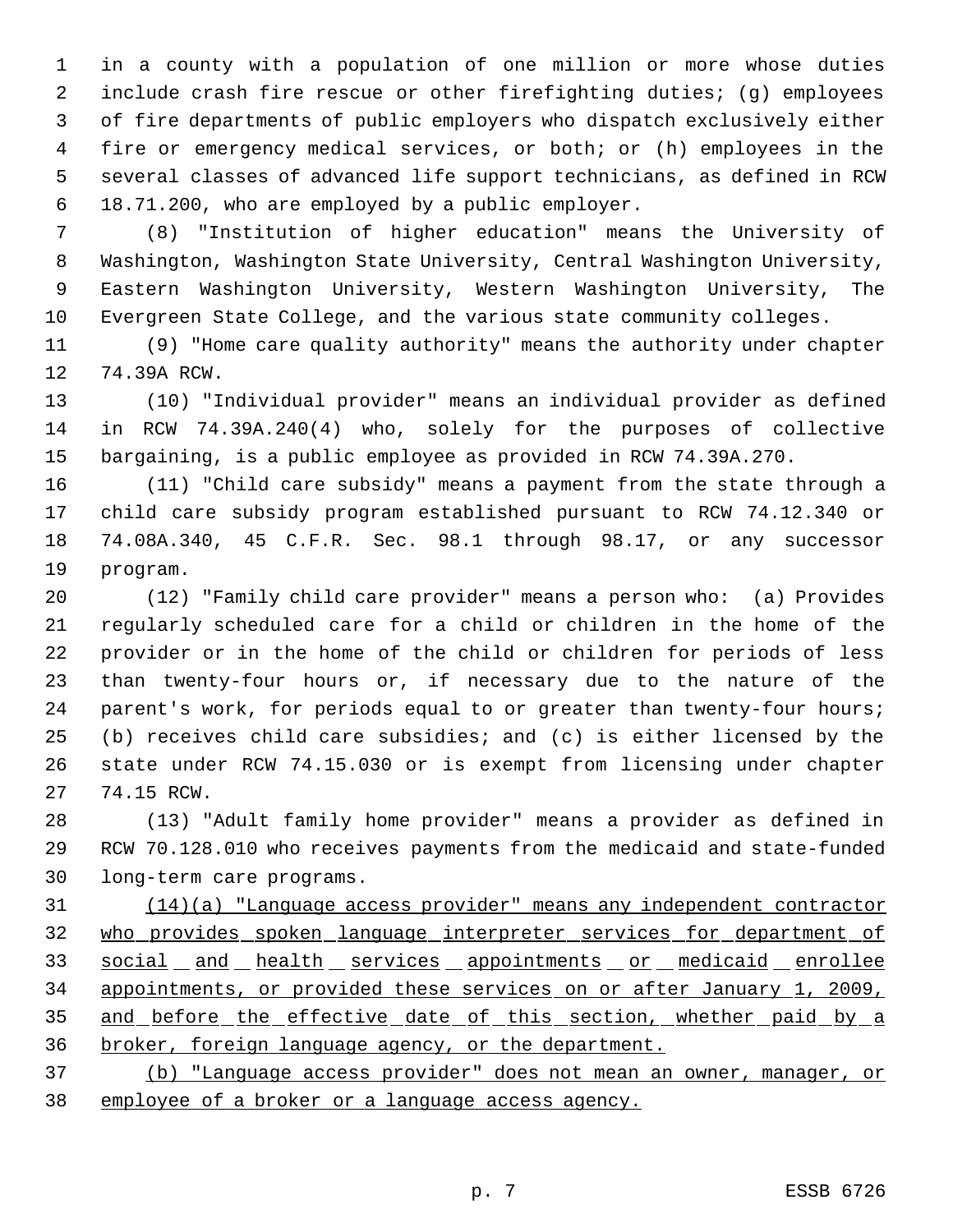in a county with a population of one million or more whose duties include crash fire rescue or other firefighting duties; (g) employees of fire departments of public employers who dispatch exclusively either fire or emergency medical services, or both; or (h) employees in the several classes of advanced life support technicians, as defined in RCW 18.71.200, who are employed by a public employer.

(8) "Institution of higher education" means the University of Washington, Washington State University, Central Washington University, Eastern Washington University, Western Washington University, The Evergreen State College, and the various state community colleges.

(9) "Home care quality authority" means the authority under chapter 74.39A RCW.

(10) "Individual provider" means an individual provider as defined in RCW 74.39A.240(4) who, solely for the purposes of collective bargaining, is a public employee as provided in RCW 74.39A.270.

(11) "Child care subsidy" means a payment from the state through a child care subsidy program established pursuant to RCW 74.12.340 or 74.08A.340, 45 C.F.R. Sec. 98.1 through 98.17, or any successor program.

(12) "Family child care provider" means a person who: (a) Provides regularly scheduled care for a child or children in the home of the provider or in the home of the child or children for periods of less than twenty-four hours or, if necessary due to the nature of the parent's work, for periods equal to or greater than twenty-four hours; (b) receives child care subsidies; and (c) is either licensed by the state under RCW 74.15.030 or is exempt from licensing under chapter 74.15 RCW.

(13) "Adult family home provider" means a provider as defined in RCW 70.128.010 who receives payments from the medicaid and state-funded long-term care programs.

<u>(14)(a) "Language access provider" means any independent contractor who provides spoken language interpreter services for department of social and health services appointments or medicaid enrollee appointments, or provided these services on or after January 1, 2009, and before the effective date of this section, whether paid by a broker, foreign language agency, or the department.</u>

<u>(b) "Language access provider" does not mean an owner, manager, or employee of a broker or a language access agency.</u>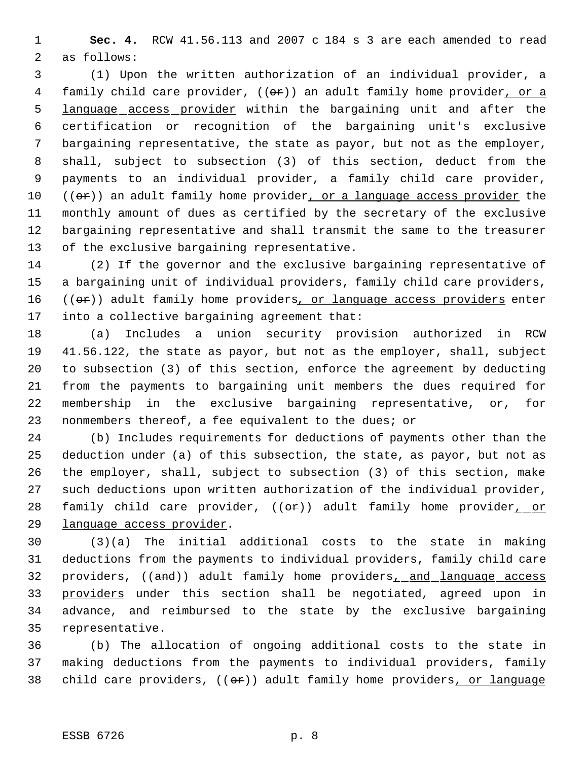**Sec. 4.** RCW 41.56.113 and 2007 c 184 s 3 are each amended to read as follows:

(1) Upon the written authorization of an individual provider, a family child care provider, ((~~or~~)) an adult family home provider, or a language access provider within the bargaining unit and after the certification or recognition of the bargaining unit's exclusive bargaining representative, the state as payor, but not as the employer, shall, subject to subsection (3) of this section, deduct from the payments to an individual provider, a family child care provider, ((~~or~~)) an adult family home provider, or a language access provider the monthly amount of dues as certified by the secretary of the exclusive bargaining representative and shall transmit the same to the treasurer of the exclusive bargaining representative.

(2) If the governor and the exclusive bargaining representative of a bargaining unit of individual providers, family child care providers, ((~~or~~)) adult family home providers, or language access providers enter into a collective bargaining agreement that:

(a) Includes a union security provision authorized in RCW 41.56.122, the state as payor, but not as the employer, shall, subject to subsection (3) of this section, enforce the agreement by deducting from the payments to bargaining unit members the dues required for membership in the exclusive bargaining representative, or, for nonmembers thereof, a fee equivalent to the dues; or

(b) Includes requirements for deductions of payments other than the deduction under (a) of this subsection, the state, as payor, but not as the employer, shall, subject to subsection (3) of this section, make such deductions upon written authorization of the individual provider, family child care provider, ((~~or~~)) adult family home provider, or language access provider.

(3)(a) The initial additional costs to the state in making deductions from the payments to individual providers, family child care providers, ((~~and~~)) adult family home providers, and language access providers under this section shall be negotiated, agreed upon in advance, and reimbursed to the state by the exclusive bargaining representative.

(b) The allocation of ongoing additional costs to the state in making deductions from the payments to individual providers, family child care providers, ((~~or~~)) adult family home providers, or language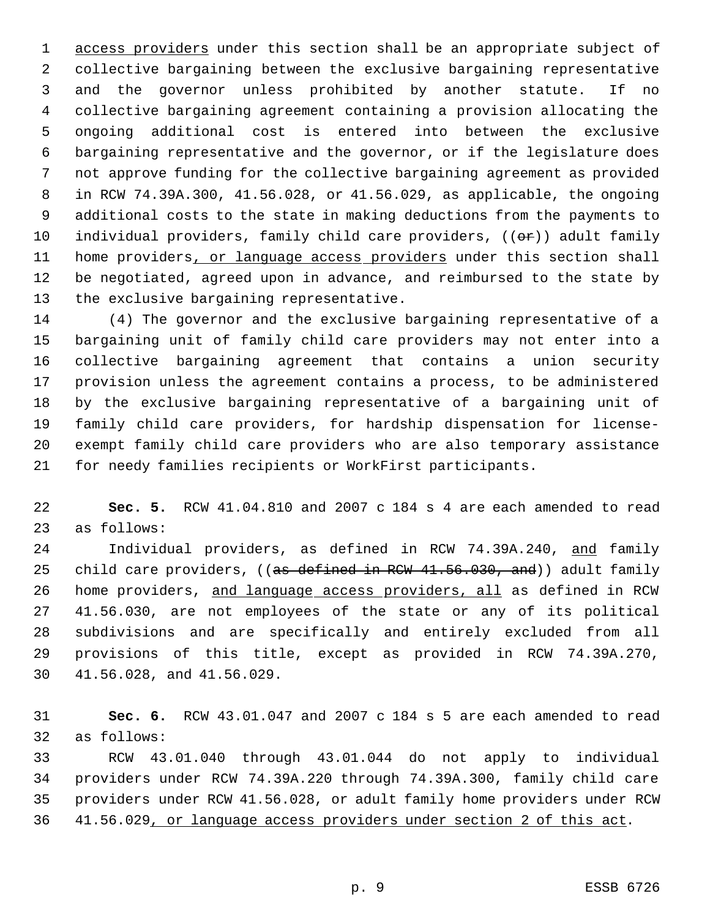access providers under this section shall be an appropriate subject of collective bargaining between the exclusive bargaining representative and the governor unless prohibited by another statute. If no collective bargaining agreement containing a provision allocating the ongoing additional cost is entered into between the exclusive bargaining representative and the governor, or if the legislature does not approve funding for the collective bargaining agreement as provided in RCW 74.39A.300, 41.56.028, or 41.56.029, as applicable, the ongoing additional costs to the state in making deductions from the payments to individual providers, family child care providers, ((~~or~~)) adult family home providers, or language access providers under this section shall be negotiated, agreed upon in advance, and reimbursed to the state by the exclusive bargaining representative.

(4) The governor and the exclusive bargaining representative of a bargaining unit of family child care providers may not enter into a collective bargaining agreement that contains a union security provision unless the agreement contains a process, to be administered by the exclusive bargaining representative of a bargaining unit of family child care providers, for hardship dispensation for license-exempt family child care providers who are also temporary assistance for needy families recipients or WorkFirst participants.

**Sec. 5.** RCW 41.04.810 and 2007 c 184 s 4 are each amended to read as follows:

Individual providers, as defined in RCW 74.39A.240, and family child care providers, ((~~as defined in RCW 41.56.030, and~~)) adult family home providers, and language access providers, all as defined in RCW 41.56.030, are not employees of the state or any of its political subdivisions and are specifically and entirely excluded from all provisions of this title, except as provided in RCW 74.39A.270, 41.56.028, and 41.56.029.

**Sec. 6.** RCW 43.01.047 and 2007 c 184 s 5 are each amended to read as follows:

RCW 43.01.040 through 43.01.044 do not apply to individual providers under RCW 74.39A.220 through 74.39A.300, family child care providers under RCW 41.56.028, or adult family home providers under RCW 41.56.029, or language access providers under section 2 of this act.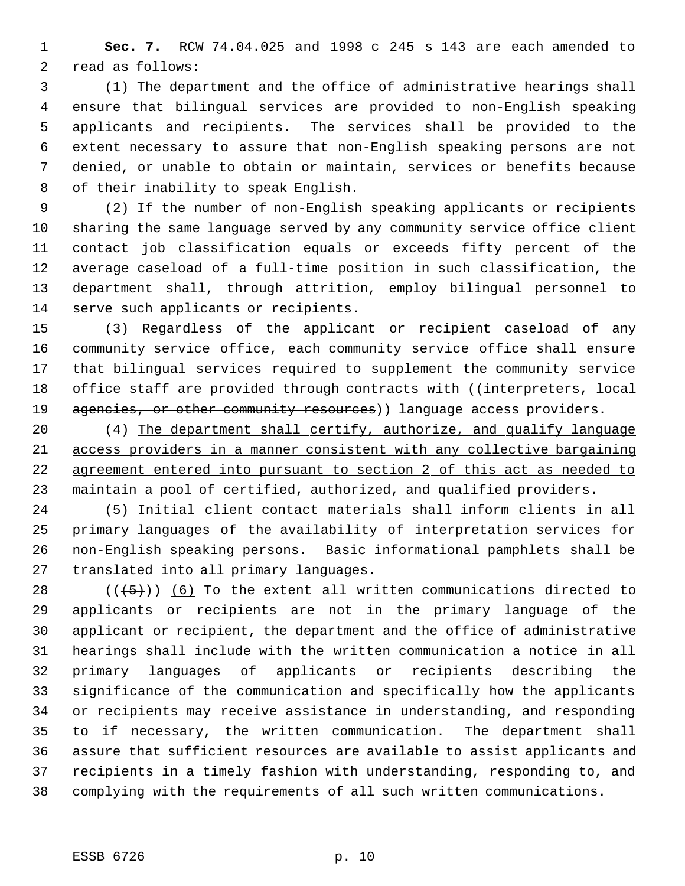**Sec. 7.** RCW 74.04.025 and 1998 c 245 s 143 are each amended to read as follows:

(1) The department and the office of administrative hearings shall ensure that bilingual services are provided to non-English speaking applicants and recipients. The services shall be provided to the extent necessary to assure that non-English speaking persons are not denied, or unable to obtain or maintain, services or benefits because of their inability to speak English.

(2) If the number of non-English speaking applicants or recipients sharing the same language served by any community service office client contact job classification equals or exceeds fifty percent of the average caseload of a full-time position in such classification, the department shall, through attrition, employ bilingual personnel to serve such applicants or recipients.

(3) Regardless of the applicant or recipient caseload of any community service office, each community service office shall ensure that bilingual services required to supplement the community service office staff are provided through contracts with ((~~interpreters, local agencies, or other community resources~~)) <u>language access providers</u>.

(4) <u>The department shall certify, authorize, and qualify language access providers in a manner consistent with any collective bargaining agreement entered into pursuant to section 2 of this act as needed to maintain a pool of certified, authorized, and qualified providers.</u>

<u>(5)</u> Initial client contact materials shall inform clients in all primary languages of the availability of interpretation services for non-English speaking persons. Basic informational pamphlets shall be translated into all primary languages.

((~~(5)~~)) <u>(6)</u> To the extent all written communications directed to applicants or recipients are not in the primary language of the applicant or recipient, the department and the office of administrative hearings shall include with the written communication a notice in all primary languages of applicants or recipients describing the significance of the communication and specifically how the applicants or recipients may receive assistance in understanding, and responding to if necessary, the written communication. The department shall assure that sufficient resources are available to assist applicants and recipients in a timely fashion with understanding, responding to, and complying with the requirements of all such written communications.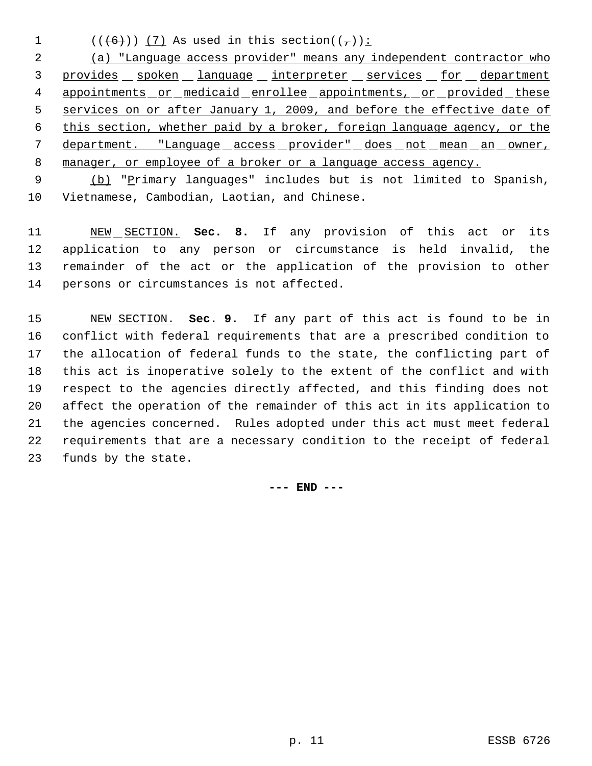((~~(6)~~)) (7) As used in this section((~~,~~)):

(a) "Language access provider" means any independent contractor who provides spoken language interpreter services for department appointments or medicaid enrollee appointments, or provided these services on or after January 1, 2009, and before the effective date of this section, whether paid by a broker, foreign language agency, or the department. "Language access provider" does not mean an owner, manager, or employee of a broker or a language access agency.

(b) "Primary languages" includes but is not limited to Spanish, Vietnamese, Cambodian, Laotian, and Chinese.

NEW SECTION. **Sec. 8.** If any provision of this act or its application to any person or circumstance is held invalid, the remainder of the act or the application of the provision to other persons or circumstances is not affected.

NEW SECTION. **Sec. 9.** If any part of this act is found to be in conflict with federal requirements that are a prescribed condition to the allocation of federal funds to the state, the conflicting part of this act is inoperative solely to the extent of the conflict and with respect to the agencies directly affected, and this finding does not affect the operation of the remainder of this act in its application to the agencies concerned. Rules adopted under this act must meet federal requirements that are a necessary condition to the receipt of federal funds by the state.

**--- END ---**